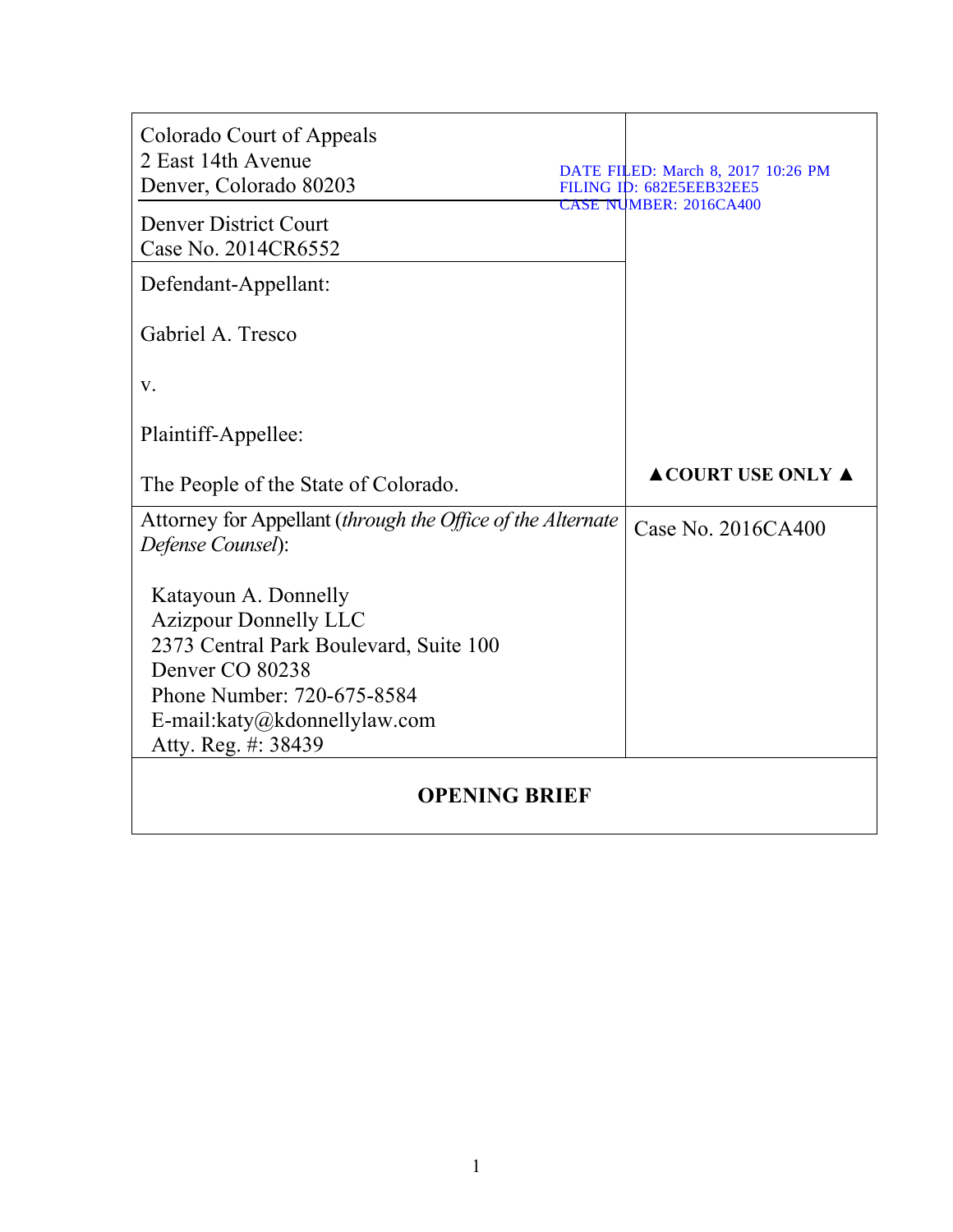| Colorado Court of Appeals<br>2 East 14th Avenue<br>Denver, Colorado 80203 | DATE FILED: March 8, 2017 10:26 PM<br>FILING ID: 682E5EEB32EE5<br>CASE NUMBER: 2016CA400 |
|---|---|
| Denver District Court<br>Case No. 2014CR6552 | |
| Defendant-Appellant:<br><br>Gabriel A. Tresco<br><br>v.<br><br>Plaintiff-Appellee:<br><br>The People of the State of Colorado. | **▲COURT USE ONLY ▲** |
| Attorney for Appellant (*through the Office of the Alternate Defense Counsel*):<br><br>Katayoun A. Donnelly<br>Azizpour Donnelly LLC<br>2373 Central Park Boulevard, Suite 100<br>Denver CO 80238<br>Phone Number: 720-675-8584<br>E-mail:katy@kdonnellylaw.com<br>Atty. Reg. #: 38439 | Case No. 2016CA400 |

# OPENING BRIEF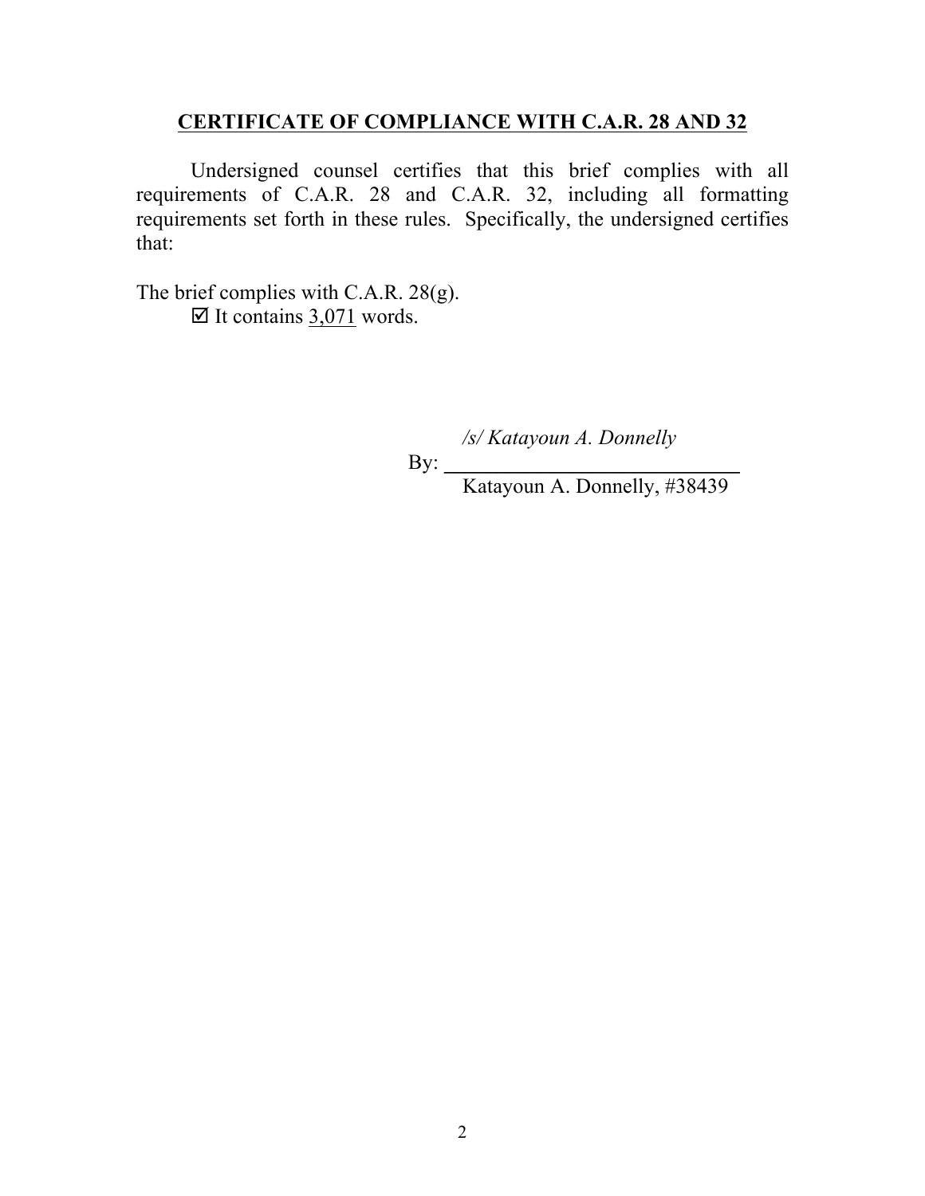## **CERTIFICATE OF COMPLIANCE WITH C.A.R. 28 AND 32**

Undersigned counsel certifies that this brief complies with all requirements of C.A.R. 28 and C.A.R. 32, including all formatting requirements set forth in these rules. Specifically, the undersigned certifies that:

The brief complies with C.A.R. 28(g).

☑ It contains 3,071 words.

*/s/ Katayoun A. Donnelly*

By: ______________________________

Katayoun A. Donnelly, #38439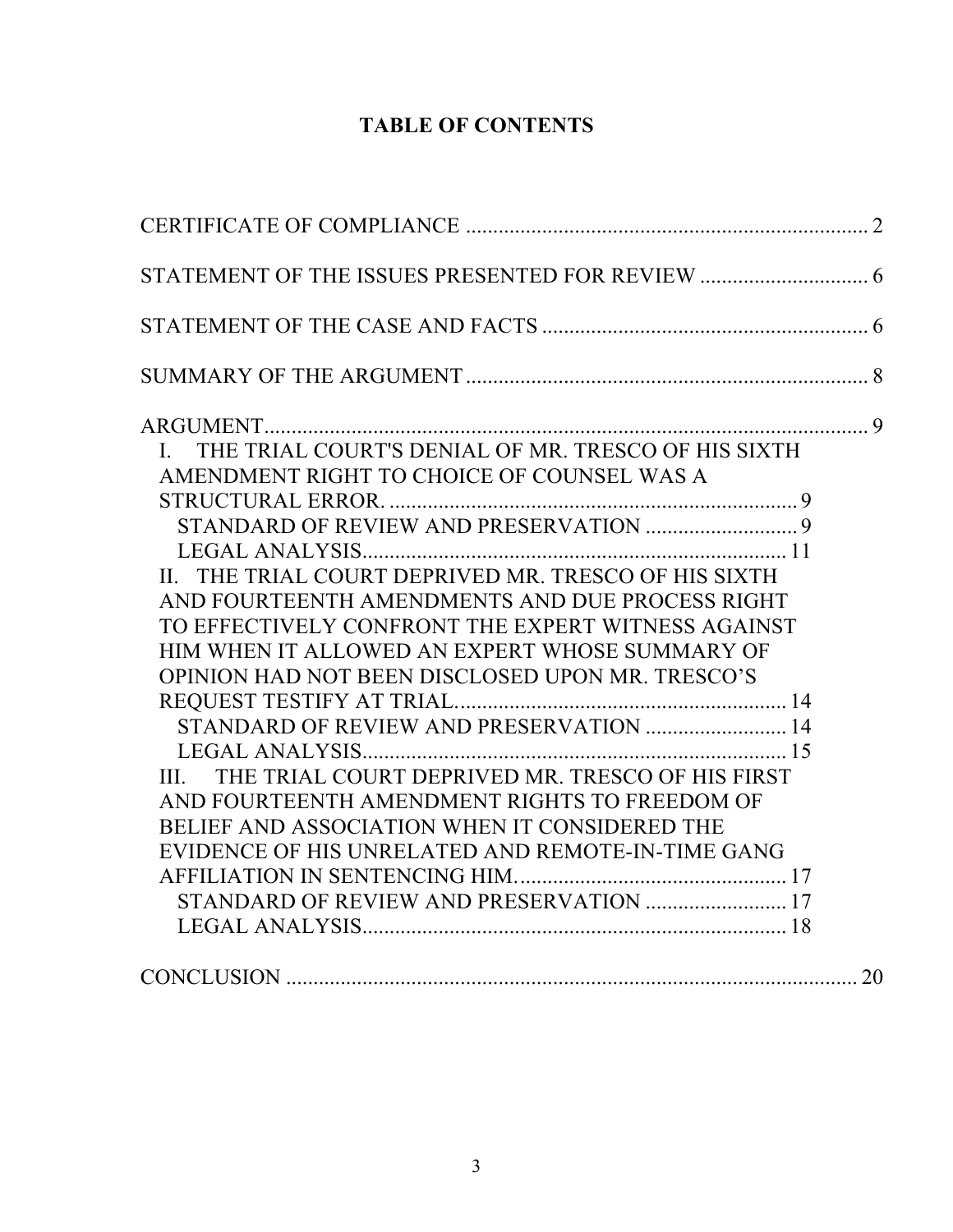# TABLE OF CONTENTS

CERTIFICATE OF COMPLIANCE ..................................................................... 2

STATEMENT OF THE ISSUES PRESENTED FOR REVIEW ............................. 6

STATEMENT OF THE CASE AND FACTS ........................................................ 6

SUMMARY OF THE ARGUMENT ..................................................................... 8

ARGUMENT ......................................................................................................... 9

I. THE TRIAL COURT'S DENIAL OF MR. TRESCO OF HIS SIXTH AMENDMENT RIGHT TO CHOICE OF COUNSEL WAS A STRUCTURAL ERROR. ........................................................................ 9

 STANDARD OF REVIEW AND PRESERVATION ............................ 9

 LEGAL ANALYSIS ............................................................................ 11

II. THE TRIAL COURT DEPRIVED MR. TRESCO OF HIS SIXTH AND FOURTEENTH AMENDMENTS AND DUE PROCESS RIGHT TO EFFECTIVELY CONFRONT THE EXPERT WITNESS AGAINST HIM WHEN IT ALLOWED AN EXPERT WHOSE SUMMARY OF OPINION HAD NOT BEEN DISCLOSED UPON MR. TRESCO'S REQUEST TESTIFY AT TRIAL. .......................................................... 14

 STANDARD OF REVIEW AND PRESERVATION .......................... 14

 LEGAL ANALYSIS ............................................................................ 15

III. THE TRIAL COURT DEPRIVED MR. TRESCO OF HIS FIRST AND FOURTEENTH AMENDMENT RIGHTS TO FREEDOM OF BELIEF AND ASSOCIATION WHEN IT CONSIDERED THE EVIDENCE OF HIS UNRELATED AND REMOTE-IN-TIME GANG AFFILIATION IN SENTENCING HIM. .............................................. 17

 STANDARD OF REVIEW AND PRESERVATION .......................... 17

 LEGAL ANALYSIS ............................................................................ 18

CONCLUSION ..................................................................................................... 20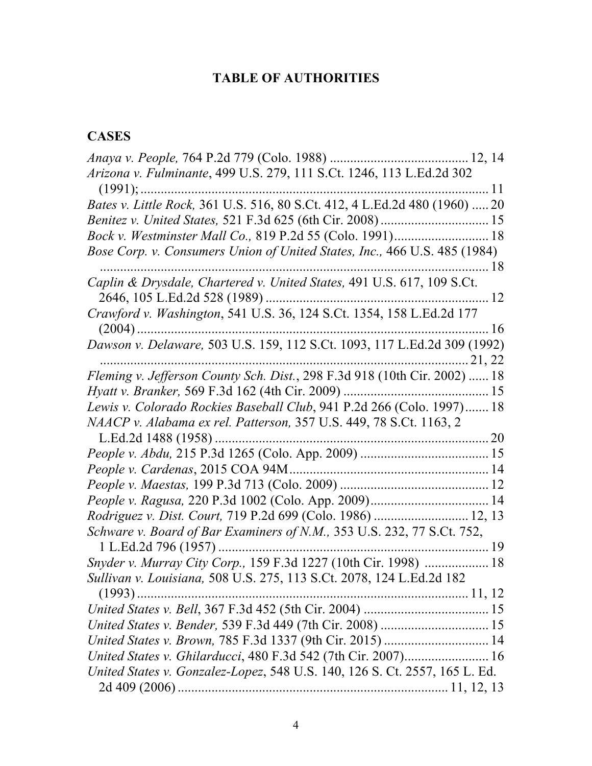# TABLE OF AUTHORITIES

## CASES

*Anaya v. People,* 764 P.2d 779 (Colo. 1988) ......................................... 12, 14

*Arizona v. Fulminante*, 499 U.S. 279, 111 S.Ct. 1246, 113 L.Ed.2d 302 (1991); ........................................................................................................ 11

*Bates v. Little Rock,* 361 U.S. 516, 80 S.Ct. 412, 4 L.Ed.2d 480 (1960) ..... 20

*Benitez v. United States,* 521 F.3d 625 (6th Cir. 2008) ................................ 15

*Bock v. Westminster Mall Co.,* 819 P.2d 55 (Colo. 1991)............................ 18

*Bose Corp. v. Consumers Union of United States, Inc.,* 466 U.S. 485 (1984) .................................................................................................................. 18

*Caplin & Drysdale, Chartered v. United States,* 491 U.S. 617, 109 S.Ct. 2646, 105 L.Ed.2d 528 (1989) .................................................................. 12

*Crawford v. Washington*, 541 U.S. 36, 124 S.Ct. 1354, 158 L.Ed.2d 177 (2004) ........................................................................................................ 16

*Dawson v. Delaware,* 503 U.S. 159, 112 S.Ct. 1093, 117 L.Ed.2d 309 (1992) ............................................................................................................ 21, 22

*Fleming v. Jefferson County Sch. Dist.*, 298 F.3d 918 (10th Cir. 2002) ...... 18

*Hyatt v. Branker,* 569 F.3d 162 (4th Cir. 2009) ........................................... 15

*Lewis v. Colorado Rockies Baseball Club*, 941 P.2d 266 (Colo. 1997)....... 18

*NAACP v. Alabama ex rel. Patterson,* 357 U.S. 449, 78 S.Ct. 1163, 2 L.Ed.2d 1488 (1958) ................................................................................. 20

*People v. Abdu,* 215 P.3d 1265 (Colo. App. 2009) ...................................... 15

*People v. Cardenas*, 2015 COA 94M........................................................... 14

*People v. Maestas,* 199 P.3d 713 (Colo. 2009) ............................................ 12

*People v. Ragusa,* 220 P.3d 1002 (Colo. App. 2009)................................... 14

*Rodriguez v. Dist. Court,* 719 P.2d 699 (Colo. 1986) ............................ 12, 13

*Schware v. Board of Bar Examiners of N.M.,* 353 U.S. 232, 77 S.Ct. 752, 1 L.Ed.2d 796 (1957) ................................................................................ 19

*Snyder v. Murray City Corp.,* 159 F.3d 1227 (10th Cir. 1998) ................... 18

*Sullivan v. Louisiana,* 508 U.S. 275, 113 S.Ct. 2078, 124 L.Ed.2d 182 (1993) .................................................................................................. 11, 12

*United States v. Bell*, 367 F.3d 452 (5th Cir. 2004) ..................................... 15

*United States v. Bender,* 539 F.3d 449 (7th Cir. 2008) ................................ 15

*United States v. Brown,* 785 F.3d 1337 (9th Cir. 2015) ............................... 14

*United States v. Ghilarducci*, 480 F.3d 542 (7th Cir. 2007)......................... 16

*United States v. Gonzalez-Lopez*, 548 U.S. 140, 126 S. Ct. 2557, 165 L. Ed. 2d 409 (2006) ................................................................................ 11, 12, 13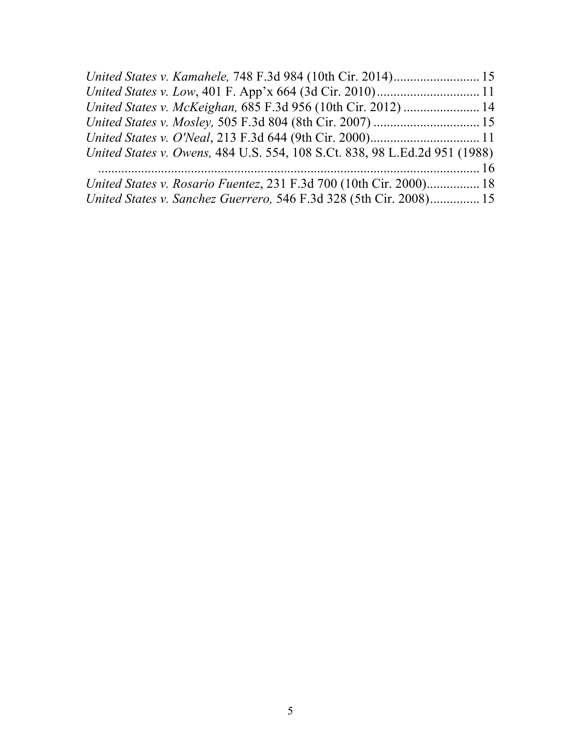*United States v. Kamahele,* 748 F.3d 984 (10th Cir. 2014)........................... 15

*United States v. Low*, 401 F. App'x 664 (3d Cir. 2010)................................ 11

*United States v. McKeighan,* 685 F.3d 956 (10th Cir. 2012) ........................ 14

*United States v. Mosley,* 505 F.3d 804 (8th Cir. 2007) ................................ 15

*United States v. O'Neal*, 213 F.3d 644 (9th Cir. 2000)................................. 11

*United States v. Owens,* 484 U.S. 554, 108 S.Ct. 838, 98 L.Ed.2d 951 (1988) ...................................................................................................... 16

*United States v. Rosario Fuentez*, 231 F.3d 700 (10th Cir. 2000)................ 18

*United States v. Sanchez Guerrero,* 546 F.3d 328 (5th Cir. 2008)............... 15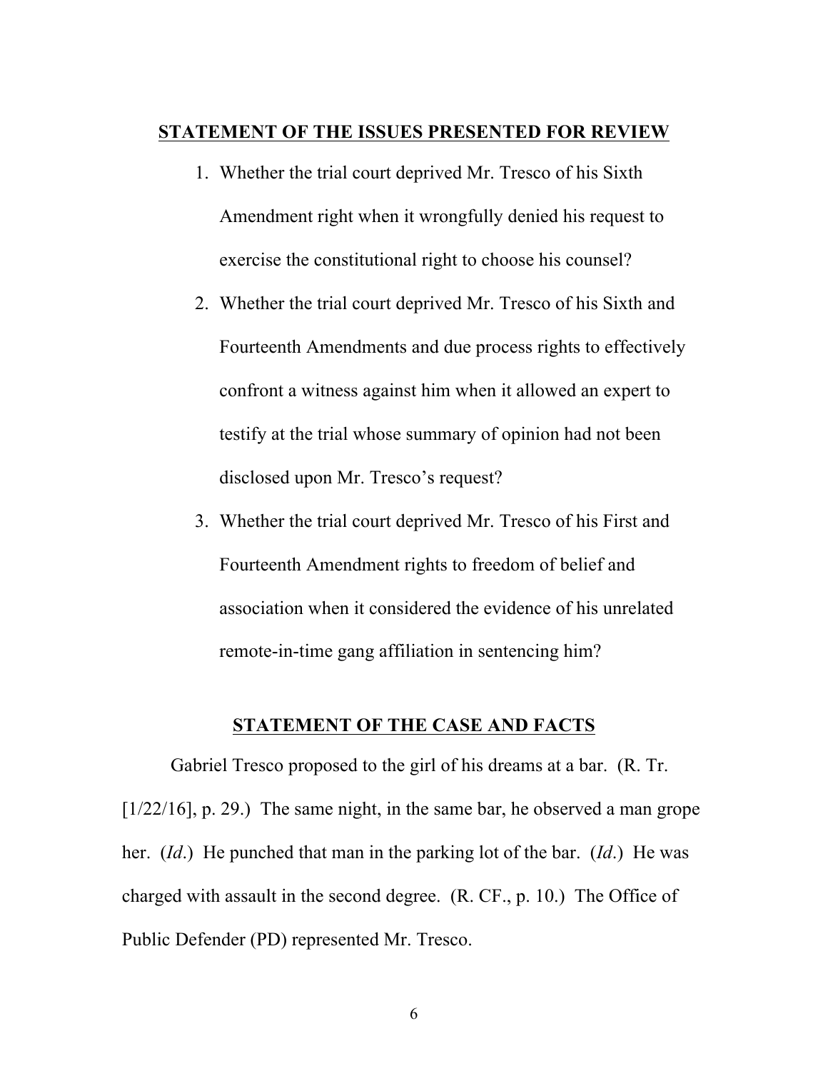## STATEMENT OF THE ISSUES PRESENTED FOR REVIEW

1. Whether the trial court deprived Mr. Tresco of his Sixth Amendment right when it wrongfully denied his request to exercise the constitutional right to choose his counsel?
2. Whether the trial court deprived Mr. Tresco of his Sixth and Fourteenth Amendments and due process rights to effectively confront a witness against him when it allowed an expert to testify at the trial whose summary of opinion had not been disclosed upon Mr. Tresco's request?
3. Whether the trial court deprived Mr. Tresco of his First and Fourteenth Amendment rights to freedom of belief and association when it considered the evidence of his unrelated remote-in-time gang affiliation in sentencing him?

## STATEMENT OF THE CASE AND FACTS

Gabriel Tresco proposed to the girl of his dreams at a bar. (R. Tr. [1/22/16], p. 29.) The same night, in the same bar, he observed a man grope her. (*Id*.) He punched that man in the parking lot of the bar. (*Id*.) He was charged with assault in the second degree. (R. CF., p. 10.) The Office of Public Defender (PD) represented Mr. Tresco.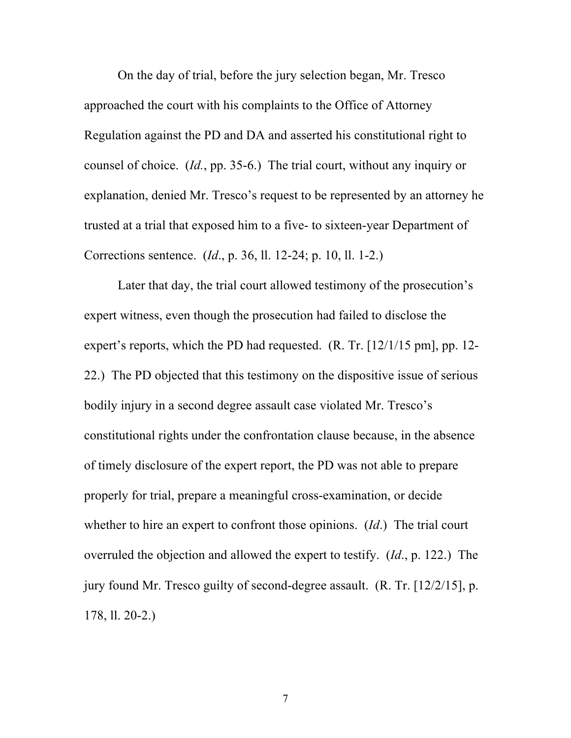On the day of trial, before the jury selection began, Mr. Tresco approached the court with his complaints to the Office of Attorney Regulation against the PD and DA and asserted his constitutional right to counsel of choice. (*Id.*, pp. 35-6.) The trial court, without any inquiry or explanation, denied Mr. Tresco's request to be represented by an attorney he trusted at a trial that exposed him to a five- to sixteen-year Department of Corrections sentence. (*Id*., p. 36, ll. 12-24; p. 10, ll. 1-2.)

Later that day, the trial court allowed testimony of the prosecution's expert witness, even though the prosecution had failed to disclose the expert's reports, which the PD had requested. (R. Tr. [12/1/15 pm], pp. 12-22.) The PD objected that this testimony on the dispositive issue of serious bodily injury in a second degree assault case violated Mr. Tresco's constitutional rights under the confrontation clause because, in the absence of timely disclosure of the expert report, the PD was not able to prepare properly for trial, prepare a meaningful cross-examination, or decide whether to hire an expert to confront those opinions. (*Id*.) The trial court overruled the objection and allowed the expert to testify. (*Id*., p. 122.) The jury found Mr. Tresco guilty of second-degree assault. (R. Tr. [12/2/15], p. 178, ll. 20-2.)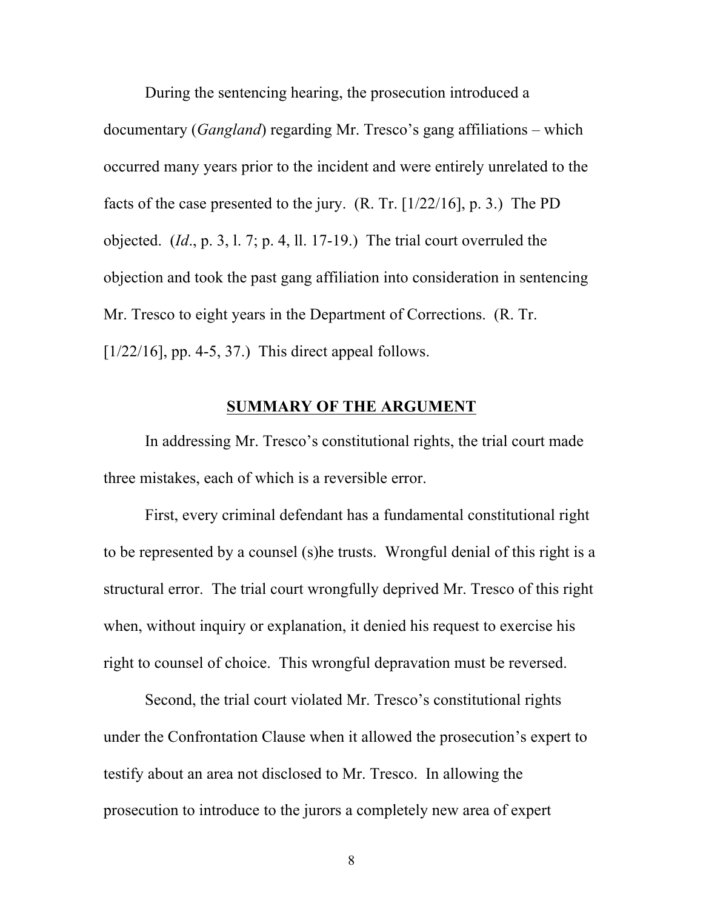During the sentencing hearing, the prosecution introduced a documentary (*Gangland*) regarding Mr. Tresco's gang affiliations – which occurred many years prior to the incident and were entirely unrelated to the facts of the case presented to the jury. (R. Tr. [1/22/16], p. 3.) The PD objected. (*Id*., p. 3, l. 7; p. 4, ll. 17-19.) The trial court overruled the objection and took the past gang affiliation into consideration in sentencing Mr. Tresco to eight years in the Department of Corrections. (R. Tr. [1/22/16], pp. 4-5, 37.) This direct appeal follows.

## **SUMMARY OF THE ARGUMENT**

In addressing Mr. Tresco's constitutional rights, the trial court made three mistakes, each of which is a reversible error.

First, every criminal defendant has a fundamental constitutional right to be represented by a counsel (s)he trusts. Wrongful denial of this right is a structural error. The trial court wrongfully deprived Mr. Tresco of this right when, without inquiry or explanation, it denied his request to exercise his right to counsel of choice. This wrongful depravation must be reversed.

Second, the trial court violated Mr. Tresco's constitutional rights under the Confrontation Clause when it allowed the prosecution's expert to testify about an area not disclosed to Mr. Tresco. In allowing the prosecution to introduce to the jurors a completely new area of expert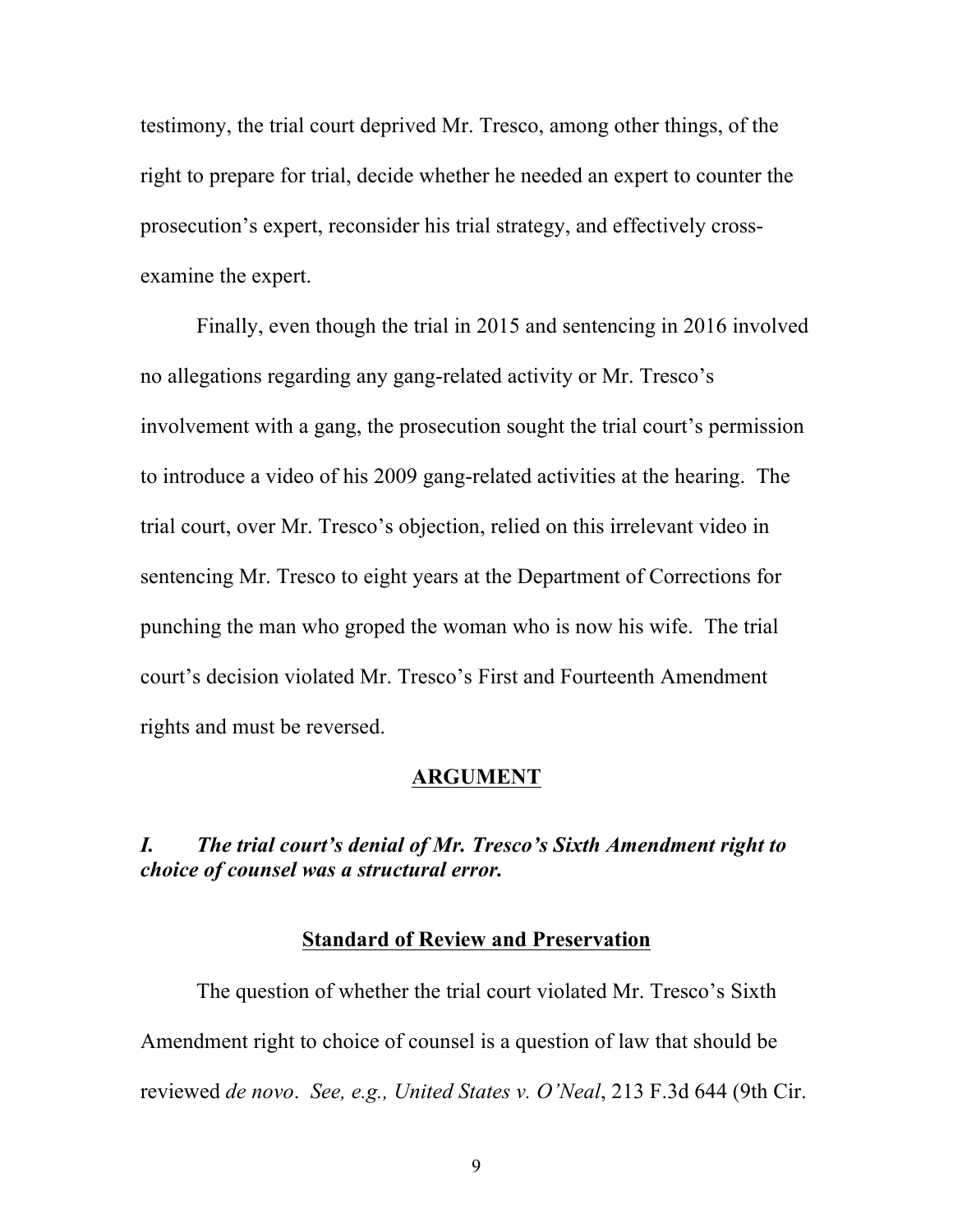testimony, the trial court deprived Mr. Tresco, among other things, of the right to prepare for trial, decide whether he needed an expert to counter the prosecution's expert, reconsider his trial strategy, and effectively cross-examine the expert.

Finally, even though the trial in 2015 and sentencing in 2016 involved no allegations regarding any gang-related activity or Mr. Tresco's involvement with a gang, the prosecution sought the trial court's permission to introduce a video of his 2009 gang-related activities at the hearing. The trial court, over Mr. Tresco's objection, relied on this irrelevant video in sentencing Mr. Tresco to eight years at the Department of Corrections for punching the man who groped the woman who is now his wife. The trial court's decision violated Mr. Tresco's First and Fourteenth Amendment rights and must be reversed.

## ARGUMENT

### *I. The trial court's denial of Mr. Tresco's Sixth Amendment right to choice of counsel was a structural error.*

#### Standard of Review and Preservation

The question of whether the trial court violated Mr. Tresco's Sixth Amendment right to choice of counsel is a question of law that should be reviewed *de novo*. *See, e.g., United States v. O'Neal*, 213 F.3d 644 (9th Cir.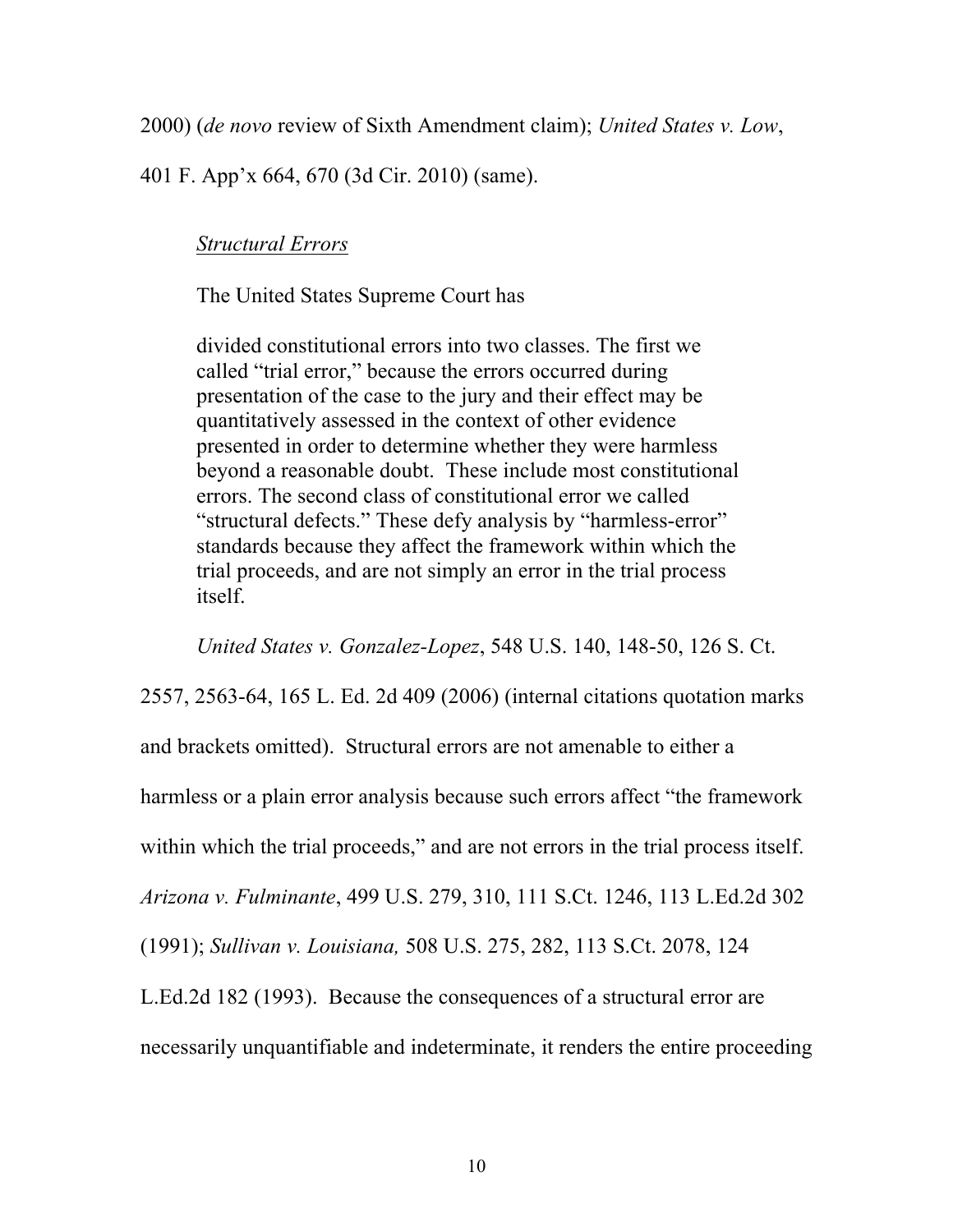2000) (*de novo* review of Sixth Amendment claim); *United States v. Low*, 401 F. App'x 664, 670 (3d Cir. 2010) (same).

*Structural Errors*

The United States Supreme Court has

> divided constitutional errors into two classes. The first we called "trial error," because the errors occurred during presentation of the case to the jury and their effect may be quantitatively assessed in the context of other evidence presented in order to determine whether they were harmless beyond a reasonable doubt. These include most constitutional errors. The second class of constitutional error we called "structural defects." These defy analysis by "harmless-error" standards because they affect the framework within which the trial proceeds, and are not simply an error in the trial process itself.

*United States v. Gonzalez-Lopez*, 548 U.S. 140, 148-50, 126 S. Ct. 2557, 2563-64, 165 L. Ed. 2d 409 (2006) (internal citations quotation marks and brackets omitted). Structural errors are not amenable to either a harmless or a plain error analysis because such errors affect "the framework within which the trial proceeds," and are not errors in the trial process itself. *Arizona v. Fulminante*, 499 U.S. 279, 310, 111 S.Ct. 1246, 113 L.Ed.2d 302 (1991); *Sullivan v. Louisiana,* 508 U.S. 275, 282, 113 S.Ct. 2078, 124 L.Ed.2d 182 (1993). Because the consequences of a structural error are necessarily unquantifiable and indeterminate, it renders the entire proceeding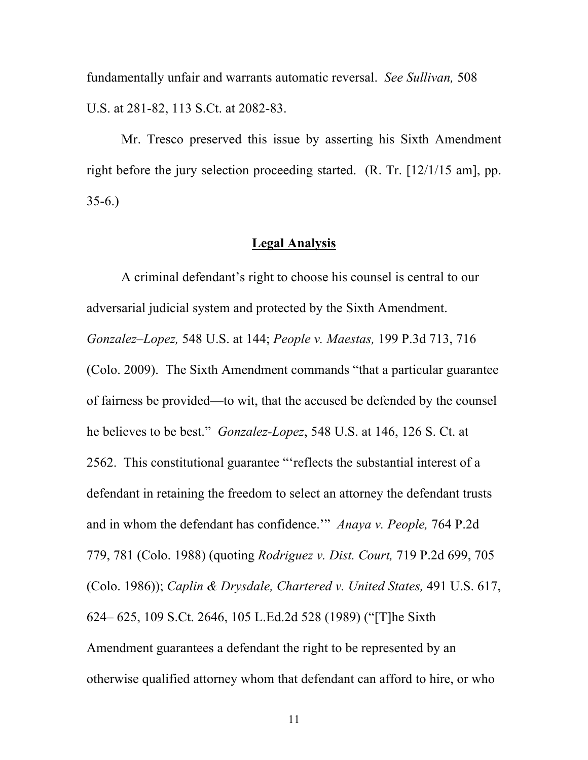fundamentally unfair and warrants automatic reversal. *See Sullivan,* 508 U.S. at 281-82, 113 S.Ct. at 2082-83.

Mr. Tresco preserved this issue by asserting his Sixth Amendment right before the jury selection proceeding started. (R. Tr. [12/1/15 am], pp. 35-6.)

**Legal Analysis**

A criminal defendant's right to choose his counsel is central to our adversarial judicial system and protected by the Sixth Amendment. *Gonzalez–Lopez,* 548 U.S. at 144; *People v. Maestas,* 199 P.3d 713, 716 (Colo. 2009). The Sixth Amendment commands "that a particular guarantee of fairness be provided—to wit, that the accused be defended by the counsel he believes to be best." *Gonzalez-Lopez*, 548 U.S. at 146, 126 S. Ct. at 2562. This constitutional guarantee "'reflects the substantial interest of a defendant in retaining the freedom to select an attorney the defendant trusts and in whom the defendant has confidence.'" *Anaya v. People,* 764 P.2d 779, 781 (Colo. 1988) (quoting *Rodriguez v. Dist. Court,* 719 P.2d 699, 705 (Colo. 1986)); *Caplin & Drysdale, Chartered v. United States,* 491 U.S. 617, 624– 625, 109 S.Ct. 2646, 105 L.Ed.2d 528 (1989) ("[T]he Sixth Amendment guarantees a defendant the right to be represented by an otherwise qualified attorney whom that defendant can afford to hire, or who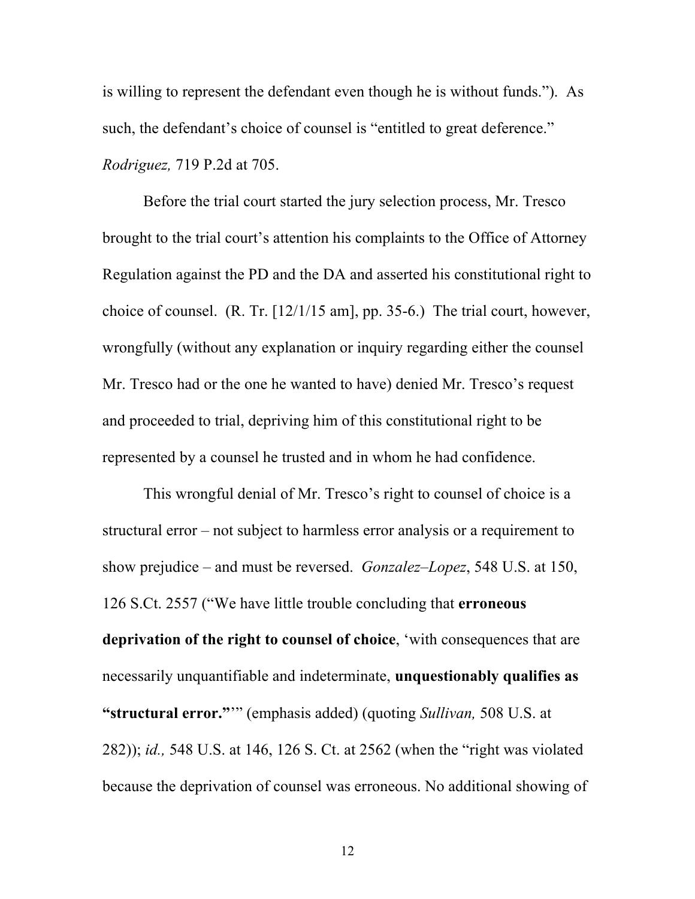is willing to represent the defendant even though he is without funds."). As such, the defendant's choice of counsel is "entitled to great deference." *Rodriguez,* 719 P.2d at 705.

Before the trial court started the jury selection process, Mr. Tresco brought to the trial court's attention his complaints to the Office of Attorney Regulation against the PD and the DA and asserted his constitutional right to choice of counsel. (R. Tr. [12/1/15 am], pp. 35-6.) The trial court, however, wrongfully (without any explanation or inquiry regarding either the counsel Mr. Tresco had or the one he wanted to have) denied Mr. Tresco's request and proceeded to trial, depriving him of this constitutional right to be represented by a counsel he trusted and in whom he had confidence.

This wrongful denial of Mr. Tresco's right to counsel of choice is a structural error – not subject to harmless error analysis or a requirement to show prejudice – and must be reversed. *Gonzalez–Lopez*, 548 U.S. at 150, 126 S.Ct. 2557 ("We have little trouble concluding that **erroneous deprivation of the right to counsel of choice**, 'with consequences that are necessarily unquantifiable and indeterminate, **unquestionably qualifies as "structural error."**'" (emphasis added) (quoting *Sullivan,* 508 U.S. at 282)); *id.,* 548 U.S. at 146, 126 S. Ct. at 2562 (when the "right was violated because the deprivation of counsel was erroneous. No additional showing of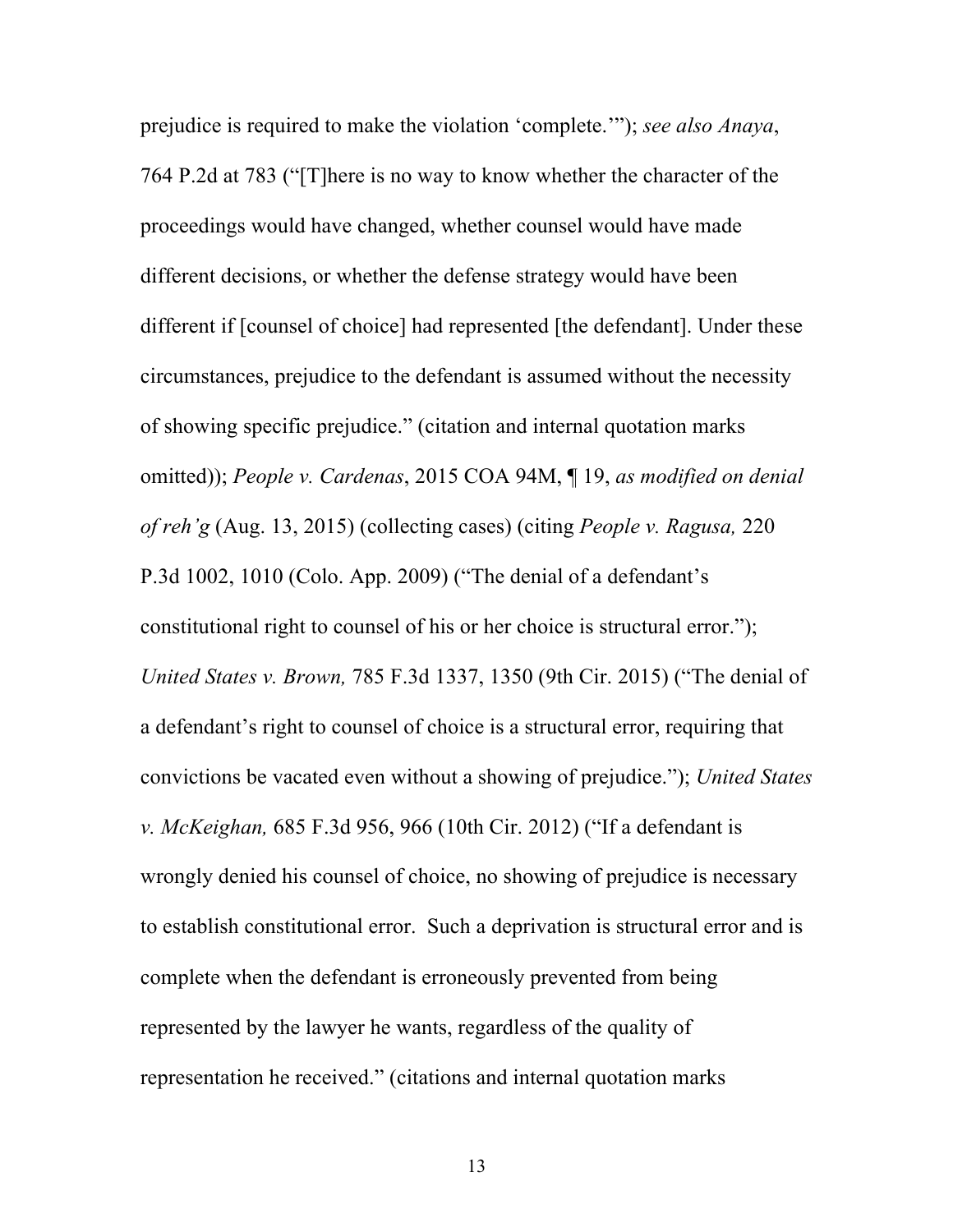prejudice is required to make the violation 'complete.'"); *see also Anaya*, 764 P.2d at 783 ("[T]here is no way to know whether the character of the proceedings would have changed, whether counsel would have made different decisions, or whether the defense strategy would have been different if [counsel of choice] had represented [the defendant]. Under these circumstances, prejudice to the defendant is assumed without the necessity of showing specific prejudice." (citation and internal quotation marks omitted)); *People v. Cardenas*, 2015 COA 94M, ¶ 19, *as modified on denial of reh'g* (Aug. 13, 2015) (collecting cases) (citing *People v. Ragusa,* 220 P.3d 1002, 1010 (Colo. App. 2009) ("The denial of a defendant's constitutional right to counsel of his or her choice is structural error."); *United States v. Brown,* 785 F.3d 1337, 1350 (9th Cir. 2015) ("The denial of a defendant's right to counsel of choice is a structural error, requiring that convictions be vacated even without a showing of prejudice."); *United States v. McKeighan,* 685 F.3d 956, 966 (10th Cir. 2012) ("If a defendant is wrongly denied his counsel of choice, no showing of prejudice is necessary to establish constitutional error. Such a deprivation is structural error and is complete when the defendant is erroneously prevented from being represented by the lawyer he wants, regardless of the quality of representation he received." (citations and internal quotation marks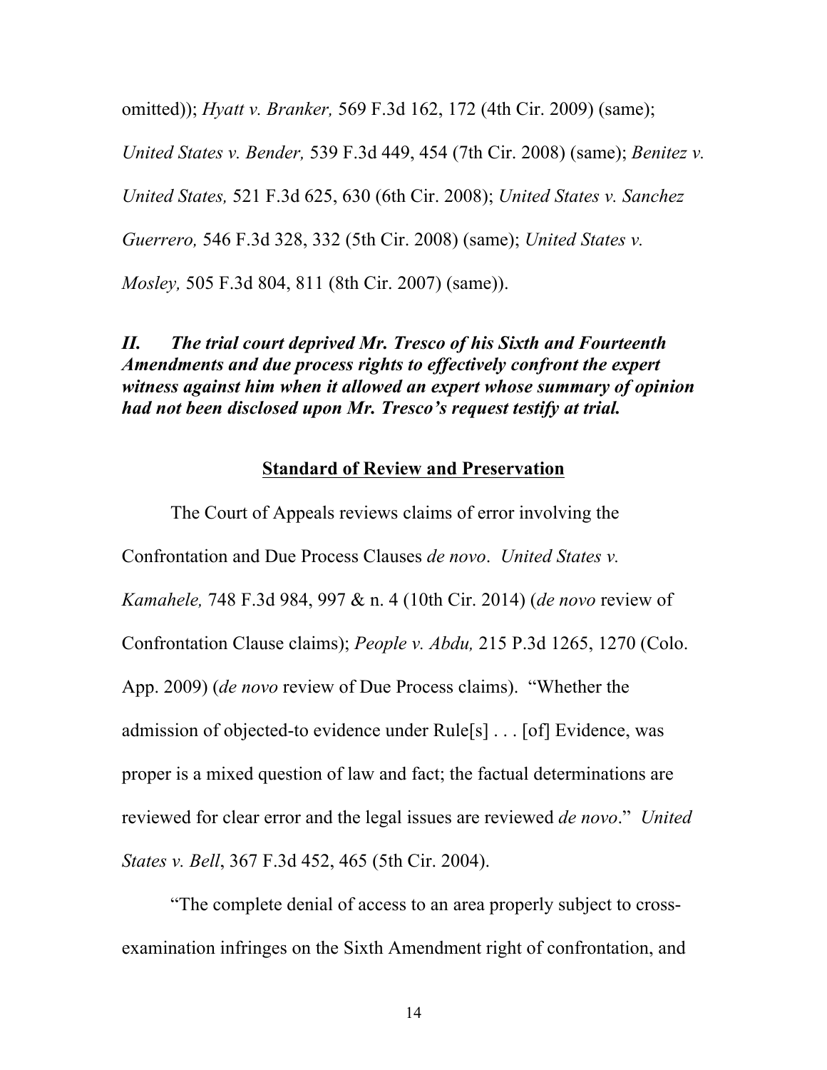omitted)); *Hyatt v. Branker,* 569 F.3d 162, 172 (4th Cir. 2009) (same); *United States v. Bender,* 539 F.3d 449, 454 (7th Cir. 2008) (same); *Benitez v. United States,* 521 F.3d 625, 630 (6th Cir. 2008); *United States v. Sanchez Guerrero,* 546 F.3d 328, 332 (5th Cir. 2008) (same); *United States v. Mosley,* 505 F.3d 804, 811 (8th Cir. 2007) (same)).

***II. The trial court deprived Mr. Tresco of his Sixth and Fourteenth Amendments and due process rights to effectively confront the expert witness against him when it allowed an expert whose summary of opinion had not been disclosed upon Mr. Tresco's request testify at trial.***

**Standard of Review and Preservation**

The Court of Appeals reviews claims of error involving the Confrontation and Due Process Clauses *de novo*. *United States v. Kamahele,* 748 F.3d 984, 997 & n. 4 (10th Cir. 2014) (*de novo* review of Confrontation Clause claims); *People v. Abdu,* 215 P.3d 1265, 1270 (Colo. App. 2009) (*de novo* review of Due Process claims). "Whether the admission of objected-to evidence under Rule[s] . . . [of] Evidence, was proper is a mixed question of law and fact; the factual determinations are reviewed for clear error and the legal issues are reviewed *de novo*." *United States v. Bell*, 367 F.3d 452, 465 (5th Cir. 2004).

"The complete denial of access to an area properly subject to cross-examination infringes on the Sixth Amendment right of confrontation, and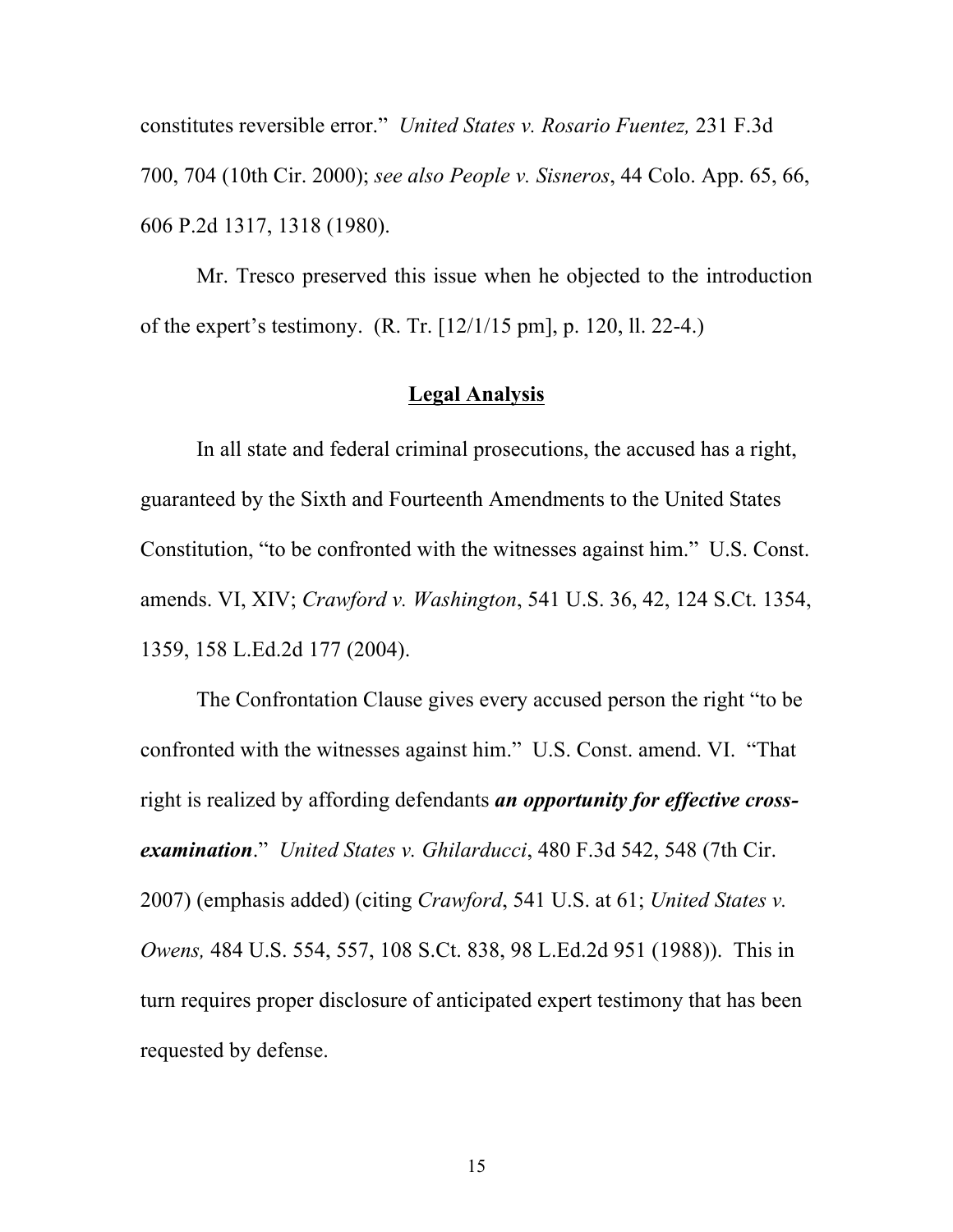constitutes reversible error." *United States v. Rosario Fuentez,* 231 F.3d 700, 704 (10th Cir. 2000); *see also People v. Sisneros*, 44 Colo. App. 65, 66, 606 P.2d 1317, 1318 (1980).

Mr. Tresco preserved this issue when he objected to the introduction of the expert's testimony. (R. Tr. [12/1/15 pm], p. 120, ll. 22-4.)

## <u>Legal Analysis</u>

In all state and federal criminal prosecutions, the accused has a right, guaranteed by the Sixth and Fourteenth Amendments to the United States Constitution, "to be confronted with the witnesses against him." U.S. Const. amends. VI, XIV; *Crawford v. Washington*, 541 U.S. 36, 42, 124 S.Ct. 1354, 1359, 158 L.Ed.2d 177 (2004).

The Confrontation Clause gives every accused person the right "to be confronted with the witnesses against him." U.S. Const. amend. VI. "That right is realized by affording defendants ***an opportunity for effective cross-examination***." *United States v. Ghilarducci*, 480 F.3d 542, 548 (7th Cir. 2007) (emphasis added) (citing *Crawford*, 541 U.S. at 61; *United States v. Owens,* 484 U.S. 554, 557, 108 S.Ct. 838, 98 L.Ed.2d 951 (1988)). This in turn requires proper disclosure of anticipated expert testimony that has been requested by defense.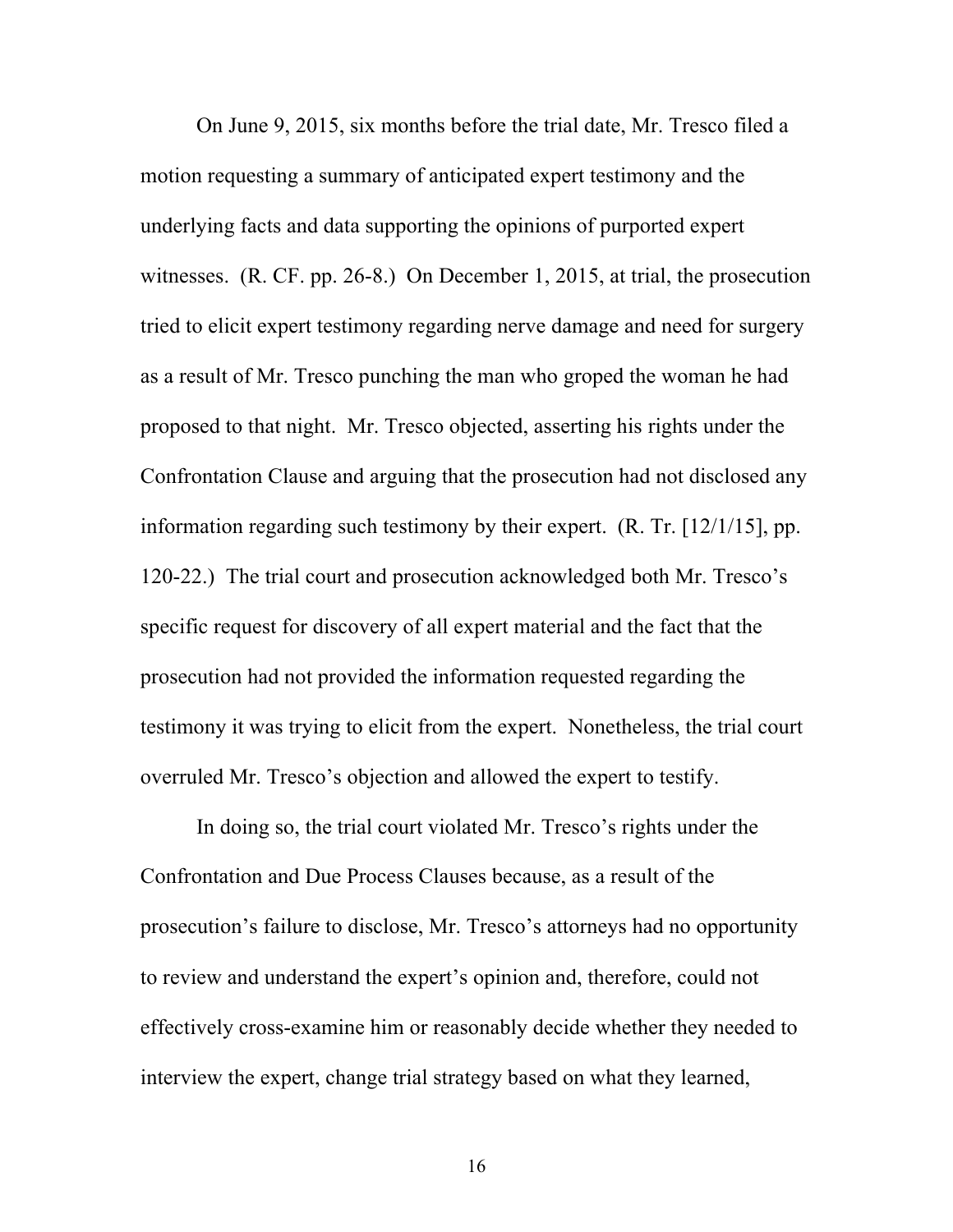On June 9, 2015, six months before the trial date, Mr. Tresco filed a motion requesting a summary of anticipated expert testimony and the underlying facts and data supporting the opinions of purported expert witnesses. (R. CF. pp. 26-8.) On December 1, 2015, at trial, the prosecution tried to elicit expert testimony regarding nerve damage and need for surgery as a result of Mr. Tresco punching the man who groped the woman he had proposed to that night. Mr. Tresco objected, asserting his rights under the Confrontation Clause and arguing that the prosecution had not disclosed any information regarding such testimony by their expert. (R. Tr. [12/1/15], pp. 120-22.) The trial court and prosecution acknowledged both Mr. Tresco's specific request for discovery of all expert material and the fact that the prosecution had not provided the information requested regarding the testimony it was trying to elicit from the expert. Nonetheless, the trial court overruled Mr. Tresco's objection and allowed the expert to testify.

In doing so, the trial court violated Mr. Tresco's rights under the Confrontation and Due Process Clauses because, as a result of the prosecution's failure to disclose, Mr. Tresco's attorneys had no opportunity to review and understand the expert's opinion and, therefore, could not effectively cross-examine him or reasonably decide whether they needed to interview the expert, change trial strategy based on what they learned,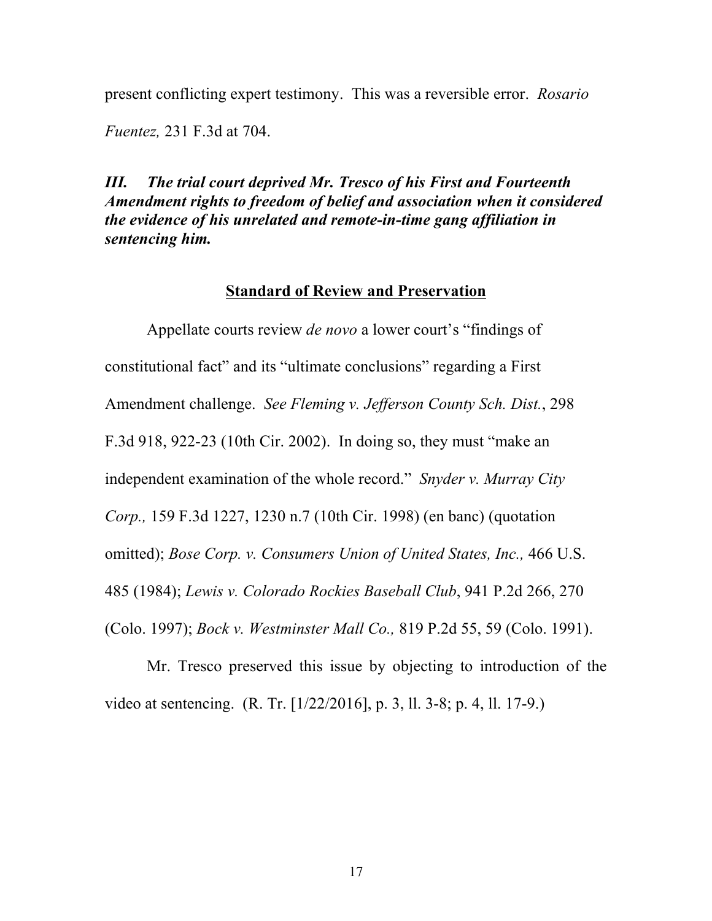present conflicting expert testimony. This was a reversible error. *Rosario Fuentez,* 231 F.3d at 704.

***III. The trial court deprived Mr. Tresco of his First and Fourteenth Amendment rights to freedom of belief and association when it considered the evidence of his unrelated and remote-in-time gang affiliation in sentencing him.***

**Standard of Review and Preservation**

Appellate courts review *de novo* a lower court's "findings of constitutional fact" and its "ultimate conclusions" regarding a First Amendment challenge. *See Fleming v. Jefferson County Sch. Dist.*, 298 F.3d 918, 922-23 (10th Cir. 2002). In doing so, they must "make an independent examination of the whole record." *Snyder v. Murray City Corp.,* 159 F.3d 1227, 1230 n.7 (10th Cir. 1998) (en banc) (quotation omitted); *Bose Corp. v. Consumers Union of United States, Inc.,* 466 U.S. 485 (1984); *Lewis v. Colorado Rockies Baseball Club*, 941 P.2d 266, 270 (Colo. 1997); *Bock v. Westminster Mall Co.,* 819 P.2d 55, 59 (Colo. 1991).

Mr. Tresco preserved this issue by objecting to introduction of the video at sentencing. (R. Tr. [1/22/2016], p. 3, ll. 3-8; p. 4, ll. 17-9.)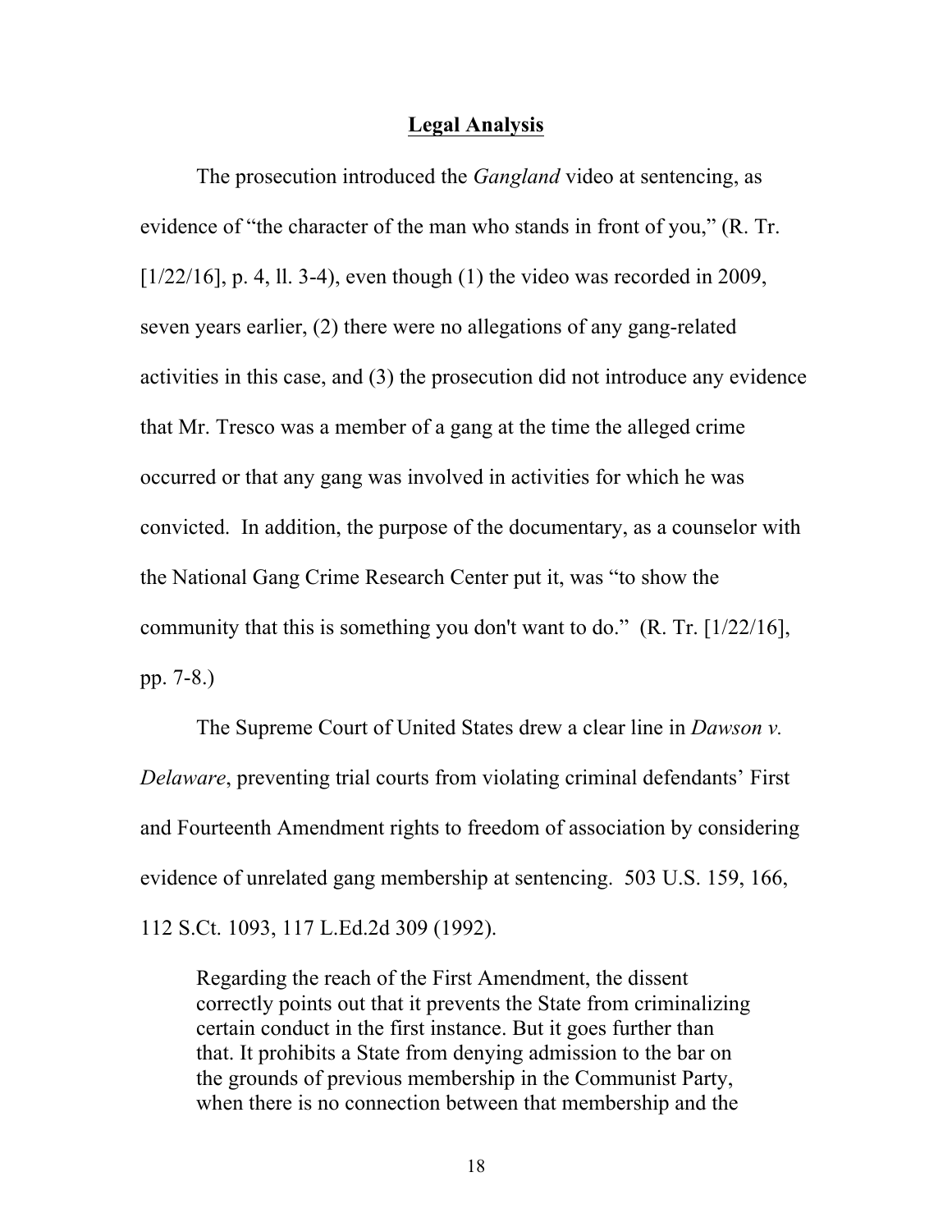## Legal Analysis

The prosecution introduced the *Gangland* video at sentencing, as evidence of "the character of the man who stands in front of you," (R. Tr. [1/22/16], p. 4, ll. 3-4), even though (1) the video was recorded in 2009, seven years earlier, (2) there were no allegations of any gang-related activities in this case, and (3) the prosecution did not introduce any evidence that Mr. Tresco was a member of a gang at the time the alleged crime occurred or that any gang was involved in activities for which he was convicted. In addition, the purpose of the documentary, as a counselor with the National Gang Crime Research Center put it, was "to show the community that this is something you don't want to do." (R. Tr. [1/22/16], pp. 7-8.)

The Supreme Court of United States drew a clear line in *Dawson v. Delaware*, preventing trial courts from violating criminal defendants' First and Fourteenth Amendment rights to freedom of association by considering evidence of unrelated gang membership at sentencing. 503 U.S. 159, 166, 112 S.Ct. 1093, 117 L.Ed.2d 309 (1992).

> Regarding the reach of the First Amendment, the dissent correctly points out that it prevents the State from criminalizing certain conduct in the first instance. But it goes further than that. It prohibits a State from denying admission to the bar on the grounds of previous membership in the Communist Party, when there is no connection between that membership and the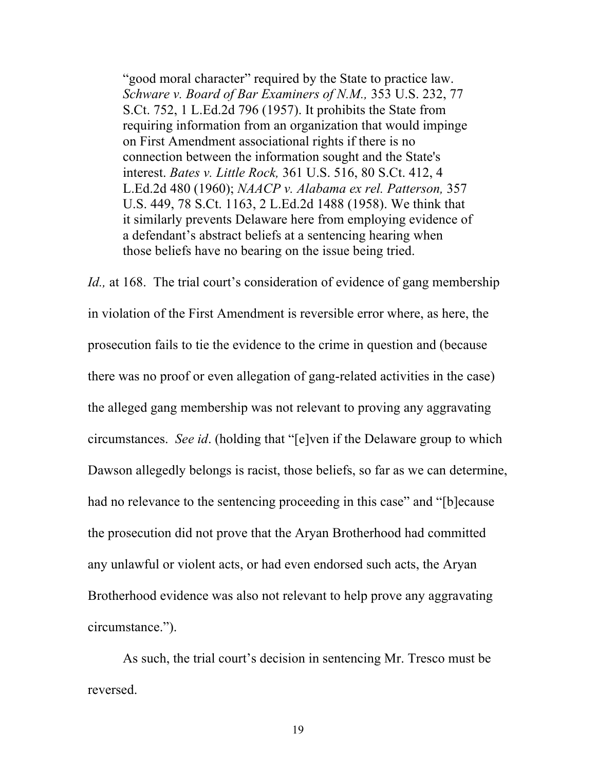> “good moral character” required by the State to practice law. *Schware v. Board of Bar Examiners of N.M.,* 353 U.S. 232, 77 S.Ct. 752, 1 L.Ed.2d 796 (1957). It prohibits the State from requiring information from an organization that would impinge on First Amendment associational rights if there is no connection between the information sought and the State's interest. *Bates v. Little Rock,* 361 U.S. 516, 80 S.Ct. 412, 4 L.Ed.2d 480 (1960); *NAACP v. Alabama ex rel. Patterson,* 357 U.S. 449, 78 S.Ct. 1163, 2 L.Ed.2d 1488 (1958). We think that it similarly prevents Delaware here from employing evidence of a defendant’s abstract beliefs at a sentencing hearing when those beliefs have no bearing on the issue being tried.

*Id.,* at 168. The trial court’s consideration of evidence of gang membership in violation of the First Amendment is reversible error where, as here, the prosecution fails to tie the evidence to the crime in question and (because there was no proof or even allegation of gang-related activities in the case) the alleged gang membership was not relevant to proving any aggravating circumstances. *See id*. (holding that “[e]ven if the Delaware group to which Dawson allegedly belongs is racist, those beliefs, so far as we can determine, had no relevance to the sentencing proceeding in this case” and “[b]ecause the prosecution did not prove that the Aryan Brotherhood had committed any unlawful or violent acts, or had even endorsed such acts, the Aryan Brotherhood evidence was also not relevant to help prove any aggravating circumstance.”).

As such, the trial court’s decision in sentencing Mr. Tresco must be reversed.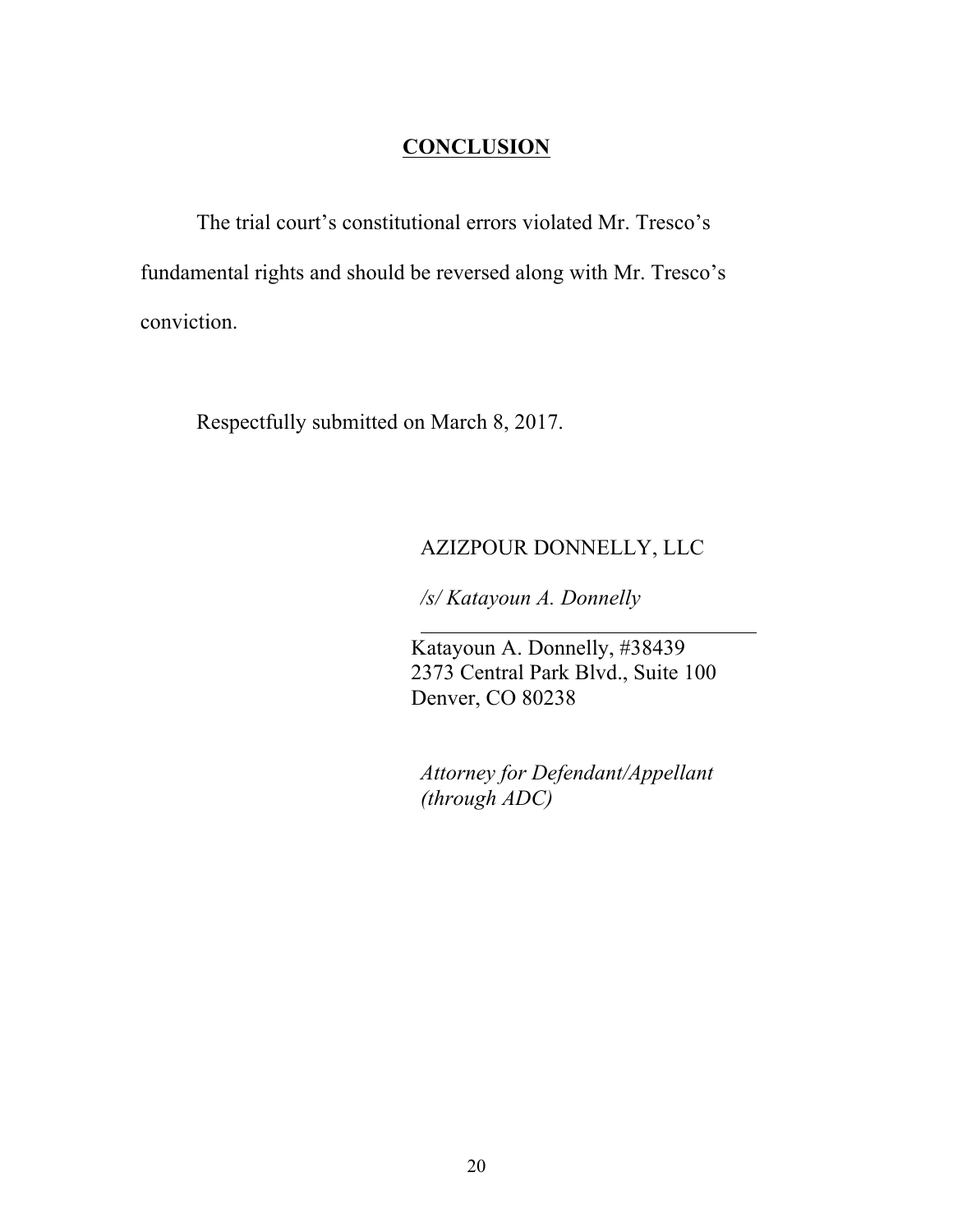## CONCLUSION

The trial court's constitutional errors violated Mr. Tresco's fundamental rights and should be reversed along with Mr. Tresco's conviction.

Respectfully submitted on March 8, 2017.

AZIZPOUR DONNELLY, LLC

*/s/ Katayoun A. Donnelly*

Katayoun A. Donnelly, #38439
2373 Central Park Blvd., Suite 100
Denver, CO 80238

*Attorney for Defendant/Appellant (through ADC)*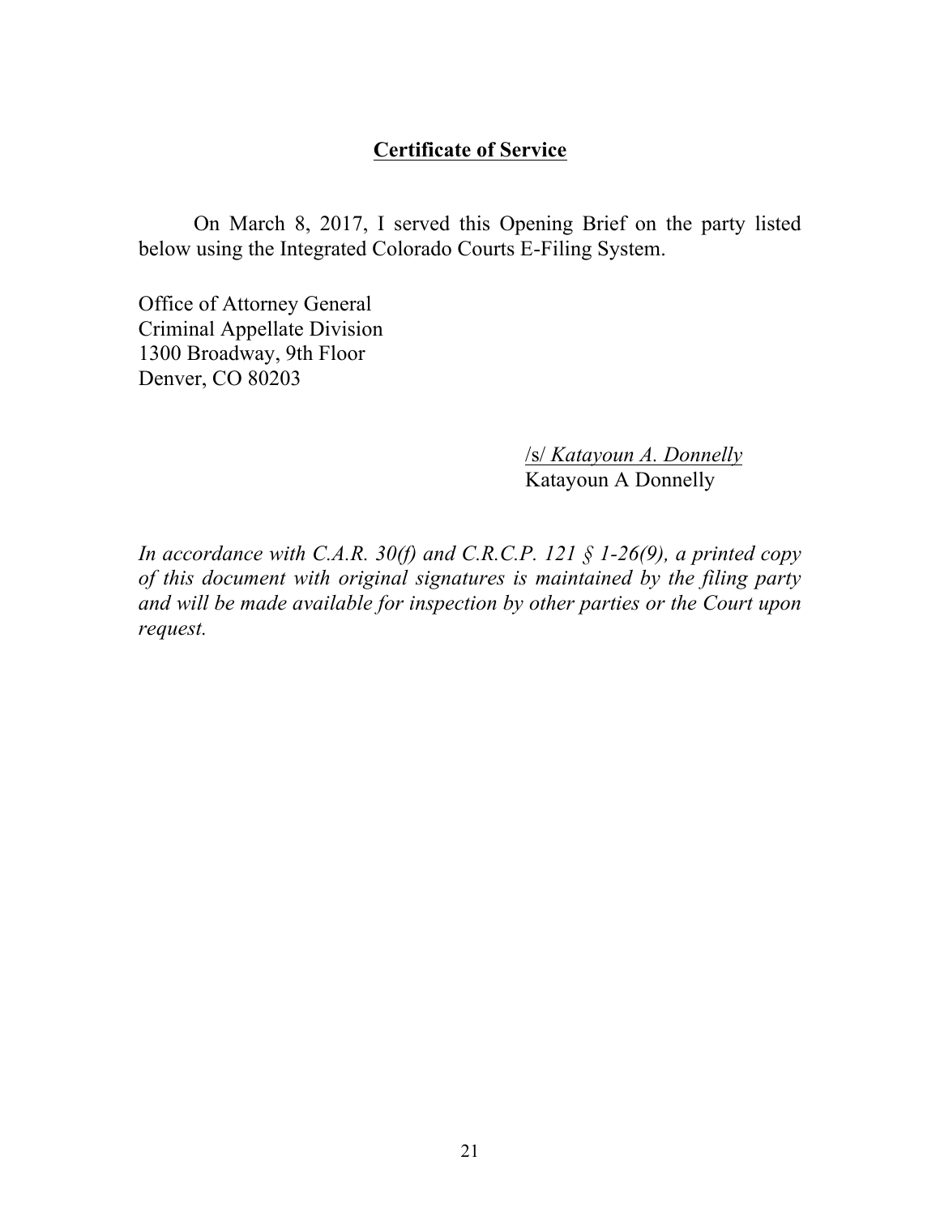## **Certificate of Service**

On March 8, 2017, I served this Opening Brief on the party listed below using the Integrated Colorado Courts E-Filing System.

Office of Attorney General
Criminal Appellate Division
1300 Broadway, 9th Floor
Denver, CO 80203

/s/ *Katayoun A. Donnelly*
Katayoun A Donnelly

*In accordance with C.A.R. 30(f) and C.R.C.P. 121 § 1-26(9), a printed copy of this document with original signatures is maintained by the filing party and will be made available for inspection by other parties or the Court upon request.*